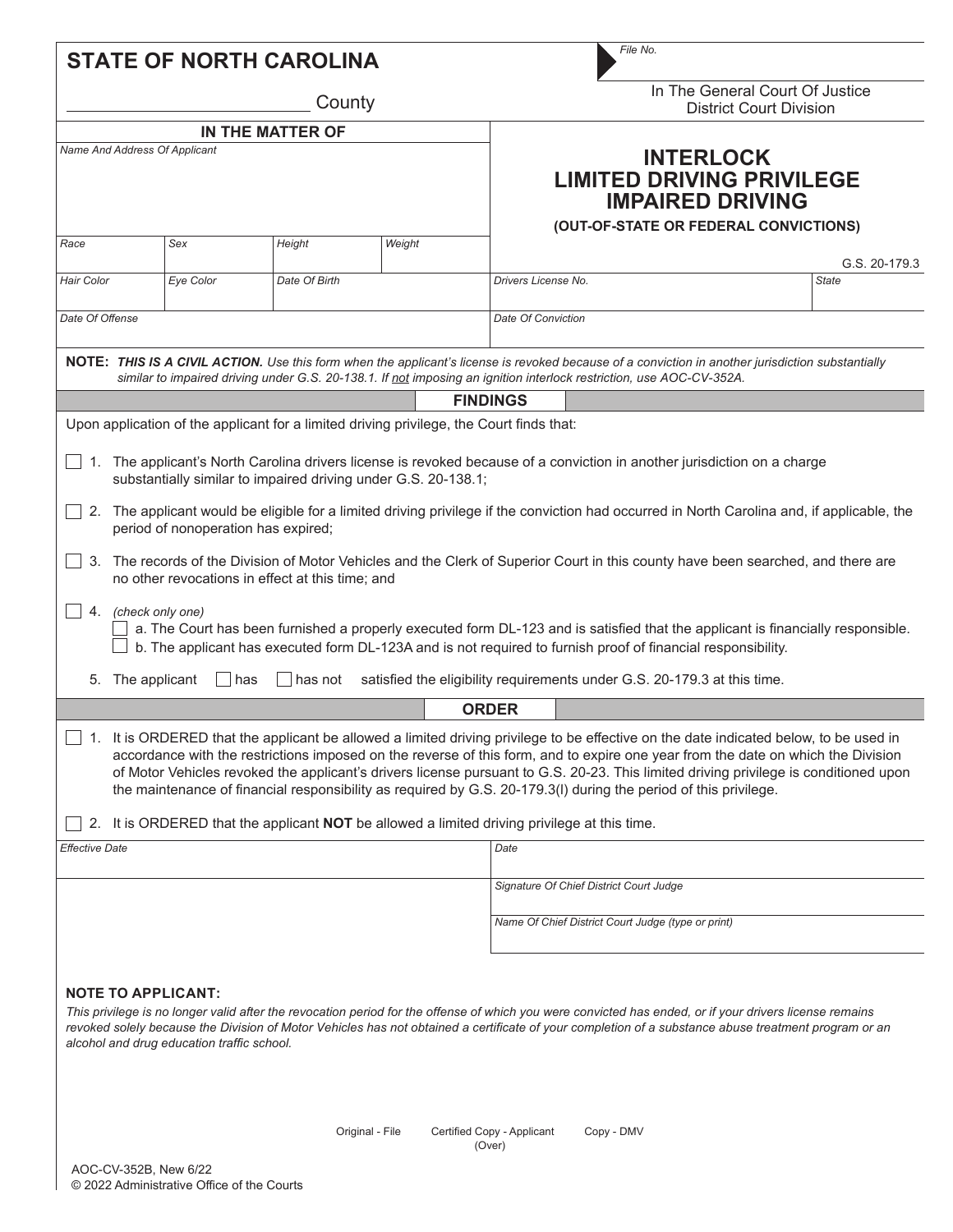**STATE OF NORTH CAROLINA**

_________________________ County

File No.

In The General Court Of Justice
District Court Division

**IN THE MATTER OF**

Name And Address Of Applicant

# INTERLOCK LIMITED DRIVING PRIVILEGE IMPAIRED DRIVING

**(OUT-OF-STATE OR FEDERAL CONVICTIONS)**

G.S. 20-179.3

| Race | Sex | Height | Weight |
|---|---|---|---|
| | | | |

| Hair Color | Eye Color | Date Of Birth | Drivers License No. | State |
|---|---|---|---|---|
| | | | | |

| Date Of Offense | Date Of Conviction |
|---|---|
| | |

**NOTE:** ***THIS IS A CIVIL ACTION.*** *Use this form when the applicant's license is revoked because of a conviction in another jurisdiction substantially similar to impaired driving under G.S. 20-138.1. If not imposing an ignition interlock restriction, use AOC-CV-352A.*

## FINDINGS

Upon application of the applicant for a limited driving privilege, the Court finds that:

☐ 1. The applicant's North Carolina drivers license is revoked because of a conviction in another jurisdiction on a charge substantially similar to impaired driving under G.S. 20-138.1;

☐ 2. The applicant would be eligible for a limited driving privilege if the conviction had occurred in North Carolina and, if applicable, the period of nonoperation has expired;

☐ 3. The records of the Division of Motor Vehicles and the Clerk of Superior Court in this county have been searched, and there are no other revocations in effect at this time; and

☐ 4. *(check only one)*
- ☐ a. The Court has been furnished a properly executed form DL-123 and is satisfied that the applicant is financially responsible.
- ☐ b. The applicant has executed form DL-123A and is not required to furnish proof of financial responsibility.

5. The applicant ☐ has ☐ has not satisfied the eligibility requirements under G.S. 20-179.3 at this time.

## ORDER

☐ 1. It is ORDERED that the applicant be allowed a limited driving privilege to be effective on the date indicated below, to be used in accordance with the restrictions imposed on the reverse of this form, and to expire one year from the date on which the Division of Motor Vehicles revoked the applicant's drivers license pursuant to G.S. 20-23. This limited driving privilege is conditioned upon the maintenance of financial responsibility as required by G.S. 20-179.3(l) during the period of this privilege.

☐ 2. It is ORDERED that the applicant **NOT** be allowed a limited driving privilege at this time.

| Effective Date | Date |
|---|---|
| | |

Signature Of Chief District Court Judge

Name Of Chief District Court Judge (type or print)

**NOTE TO APPLICANT:**

*This privilege is no longer valid after the revocation period for the offense of which you were convicted has ended, or if your drivers license remains revoked solely because the Division of Motor Vehicles has not obtained a certificate of your completion of a substance abuse treatment program or an alcohol and drug education traffic school.*

Original - File Certified Copy - Applicant Copy - DMV

(Over)

AOC-CV-352B, New 6/22
© 2022 Administrative Office of the Courts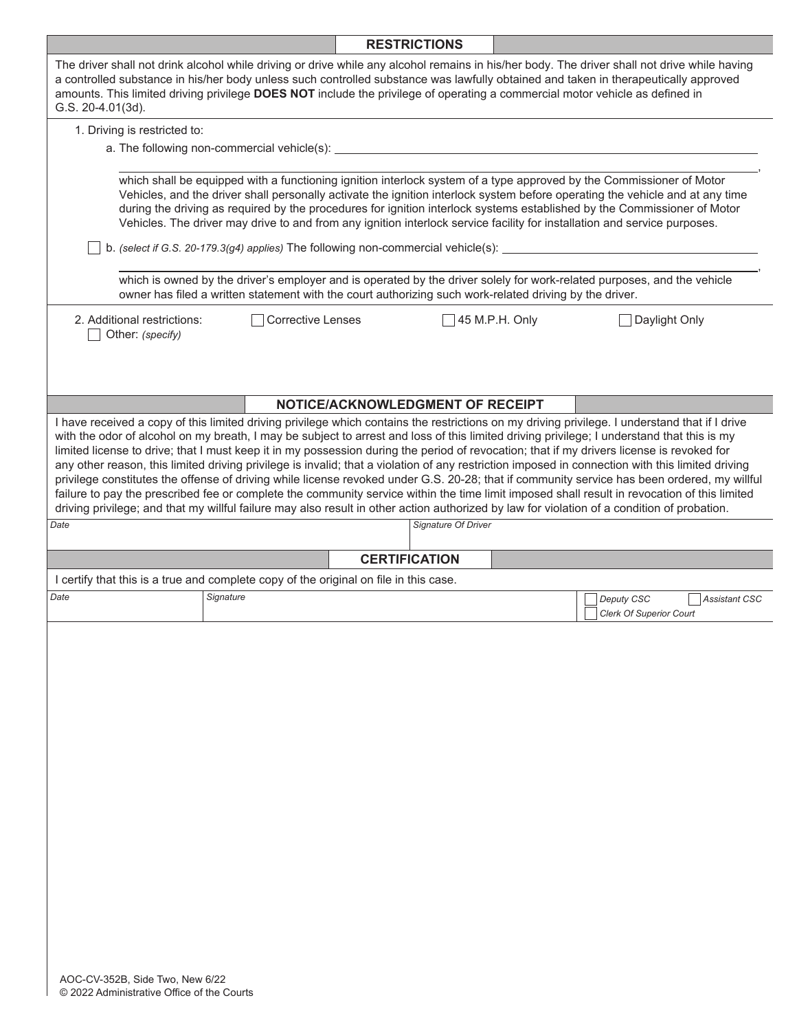## RESTRICTIONS

The driver shall not drink alcohol while driving or drive while any alcohol remains in his/her body. The driver shall not drive while having a controlled substance in his/her body unless such controlled substance was lawfully obtained and taken in therapeutically approved amounts. This limited driving privilege **DOES NOT** include the privilege of operating a commercial motor vehicle as defined in G.S. 20-4.01(3d).

1. Driving is restricted to:

   a. The following non-commercial vehicle(s): ______________________________

   ______________________________,

   which shall be equipped with a functioning ignition interlock system of a type approved by the Commissioner of Motor Vehicles, and the driver shall personally activate the ignition interlock system before operating the vehicle and at any time during the driving as required by the procedures for ignition interlock systems established by the Commissioner of Motor Vehicles. The driver may drive to and from any ignition interlock service facility for installation and service purposes.

   ☐ b. *(select if G.S. 20-179.3(g4) applies)* The following non-commercial vehicle(s): ______________________________

   ______________________________,

   which is owned by the driver's employer and is operated by the driver solely for work-related purposes, and the vehicle owner has filed a written statement with the court authorizing such work-related driving by the driver.

2. Additional restrictions: ☐ Corrective Lenses ☐ 45 M.P.H. Only ☐ Daylight Only

   ☐ Other: *(specify)*

## NOTICE/ACKNOWLEDGMENT OF RECEIPT

I have received a copy of this limited driving privilege which contains the restrictions on my driving privilege. I understand that if I drive with the odor of alcohol on my breath, I may be subject to arrest and loss of this limited driving privilege; I understand that this is my limited license to drive; that I must keep it in my possession during the period of revocation; that if my drivers license is revoked for any other reason, this limited driving privilege is invalid; that a violation of any restriction imposed in connection with this limited driving privilege constitutes the offense of driving while license revoked under G.S. 20-28; that if community service has been ordered, my willful failure to pay the prescribed fee or complete the community service within the time limit imposed shall result in revocation of this limited driving privilege; and that my willful failure may also result in other action authorized by law for violation of a condition of probation.

| *Date* | *Signature Of Driver* |
|---|---|
| | |

## CERTIFICATION

I certify that this is a true and complete copy of the original on file in this case.

| *Date* | *Signature* | ☐ *Deputy CSC* ☐ *Assistant CSC* ☐ *Clerk Of Superior Court* |
|---|---|---|
| | | |

AOC-CV-352B, Side Two, New 6/22
© 2022 Administrative Office of the Courts